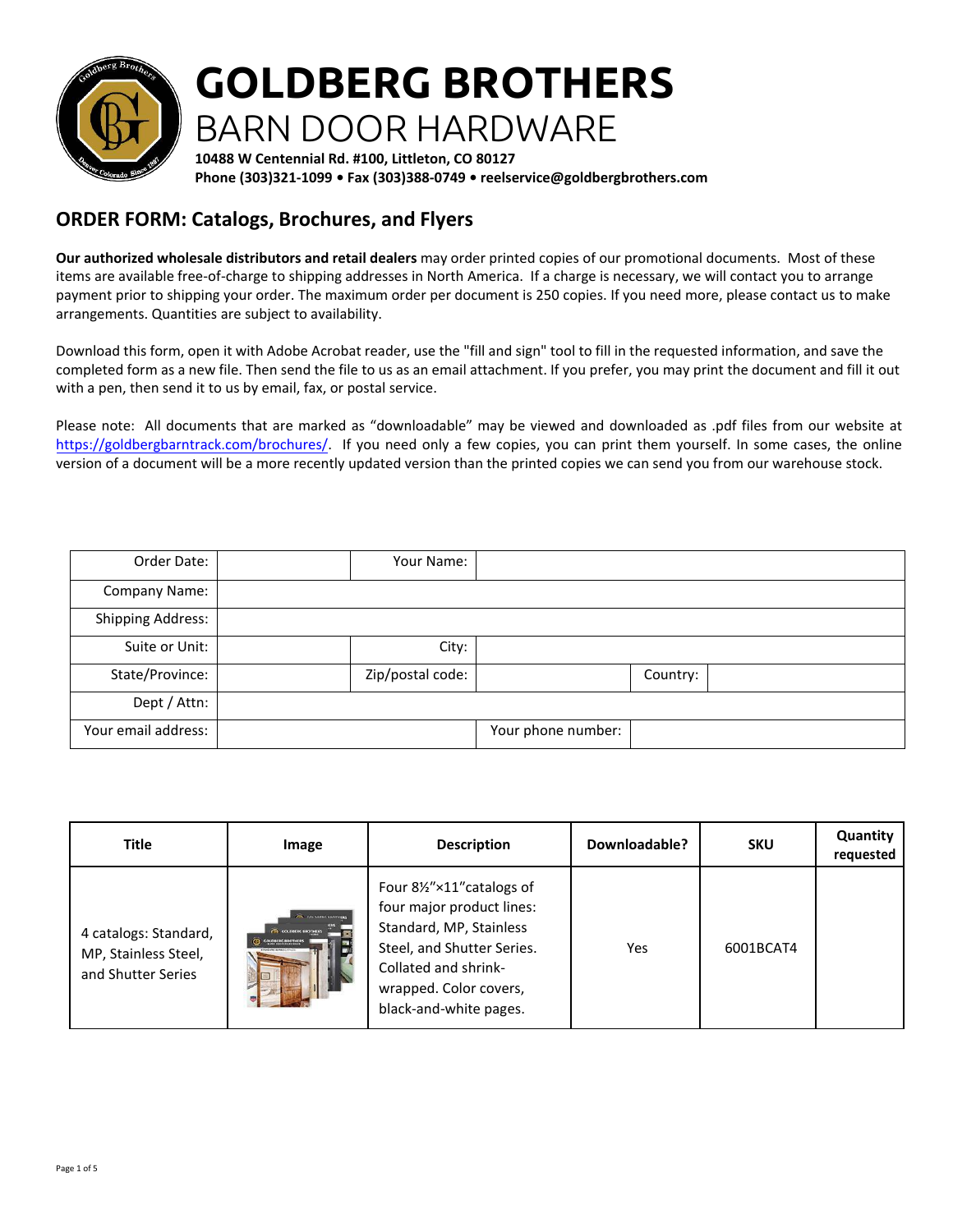# GOLDBERG BROTHERS
## BARN DOOR HARDWARE

**10488 W Centennial Rd. #100, Littleton, CO 80127**
**Phone (303)321-1099 • Fax (303)388-0749 • reelservice@goldbergbrothers.com**

## ORDER FORM: Catalogs, Brochures, and Flyers

**Our authorized wholesale distributors and retail dealers** may order printed copies of our promotional documents. Most of these items are available free-of-charge to shipping addresses in North America. If a charge is necessary, we will contact you to arrange payment prior to shipping your order. The maximum order per document is 250 copies. If you need more, please contact us to make arrangements. Quantities are subject to availability.

Download this form, open it with Adobe Acrobat reader, use the "fill and sign" tool to fill in the requested information, and save the completed form as a new file. Then send the file to us as an email attachment. If you prefer, you may print the document and fill it out with a pen, then send it to us by email, fax, or postal service.

Please note: All documents that are marked as "downloadable" may be viewed and downloaded as .pdf files from our website at https://goldbergbarntrack.com/brochures/. If you need only a few copies, you can print them yourself. In some cases, the online version of a document will be a more recently updated version than the printed copies we can send you from our warehouse stock.

| Order Date: | | Your Name: | | | |
|---|---|---|---|---|---|
| Company Name: | | | | | |
| Shipping Address: | | | | | |
| Suite or Unit: | | City: | | | |
| State/Province: | | Zip/postal code: | | Country: | |
| Dept / Attn: | | | | | |
| Your email address: | | | Your phone number: | | |

| Title | Image | Description | Downloadable? | SKU | Quantity requested |
|---|---|---|---|---|---|
| 4 catalogs: Standard, MP, Stainless Steel, and Shutter Series | | Four 8½"×11"catalogs of four major product lines: Standard, MP, Stainless Steel, and Shutter Series. Collated and shrink-wrapped. Color covers, black-and-white pages. | Yes | 6001BCAT4 | |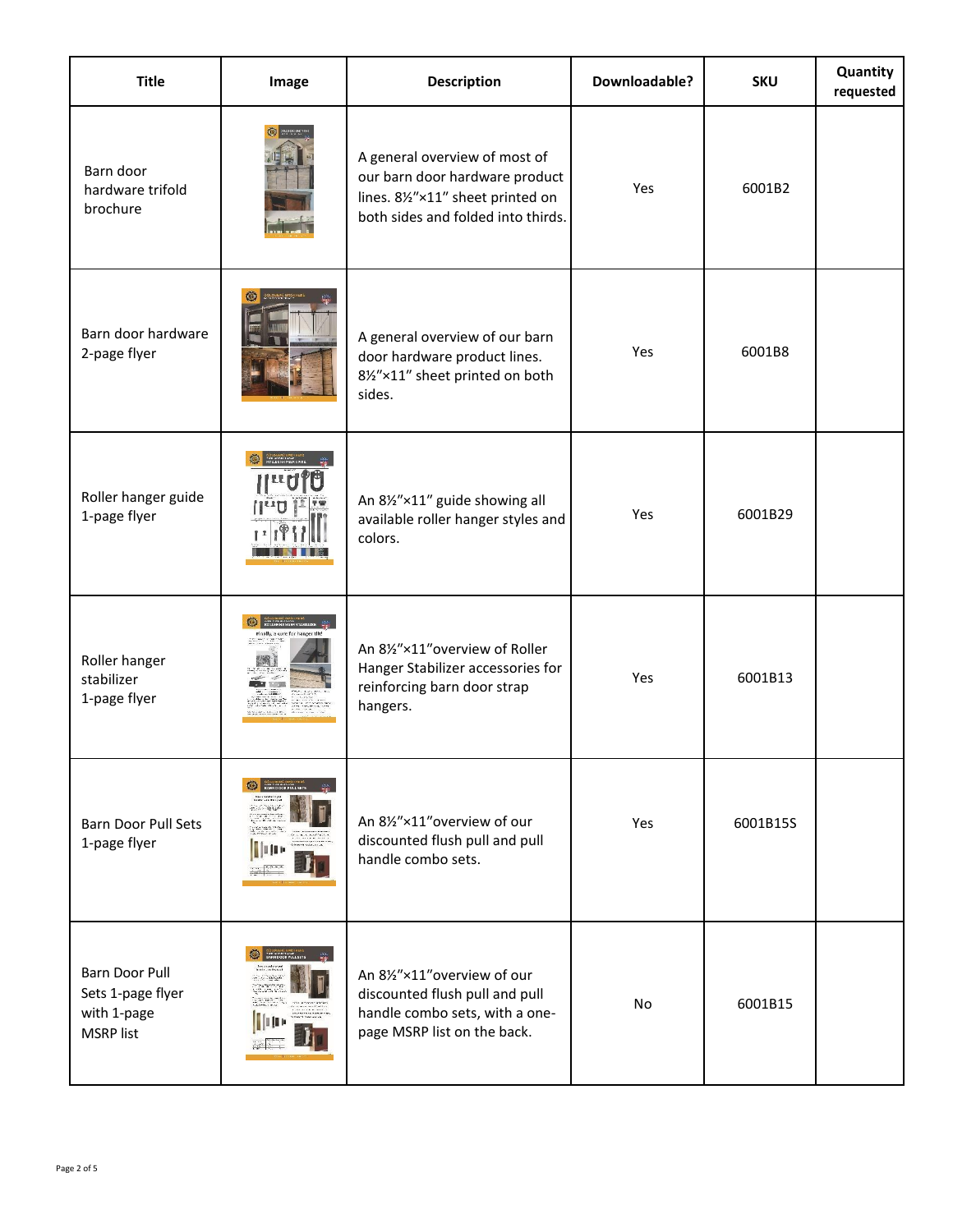| Title | Image | Description | Downloadable? | SKU | Quantity requested |
|---|---|---|---|---|---|
| Barn door hardware trifold brochure | | A general overview of most of our barn door hardware product lines. 8½″×11″ sheet printed on both sides and folded into thirds. | Yes | 6001B2 | |
| Barn door hardware 2-page flyer | | A general overview of our barn door hardware product lines. 8½″×11″ sheet printed on both sides. | Yes | 6001B8 | |
| Roller hanger guide 1-page flyer | | An 8½″×11″ guide showing all available roller hanger styles and colors. | Yes | 6001B29 | |
| Roller hanger stabilizer 1-page flyer | | An 8½″×11″overview of Roller Hanger Stabilizer accessories for reinforcing barn door strap hangers. | Yes | 6001B13 | |
| Barn Door Pull Sets 1-page flyer | | An 8½″×11″overview of our discounted flush pull and pull handle combo sets. | Yes | 6001B15S | |
| Barn Door Pull Sets 1-page flyer with 1-page MSRP list | | An 8½″×11″overview of our discounted flush pull and pull handle combo sets, with a one-page MSRP list on the back. | No | 6001B15 | |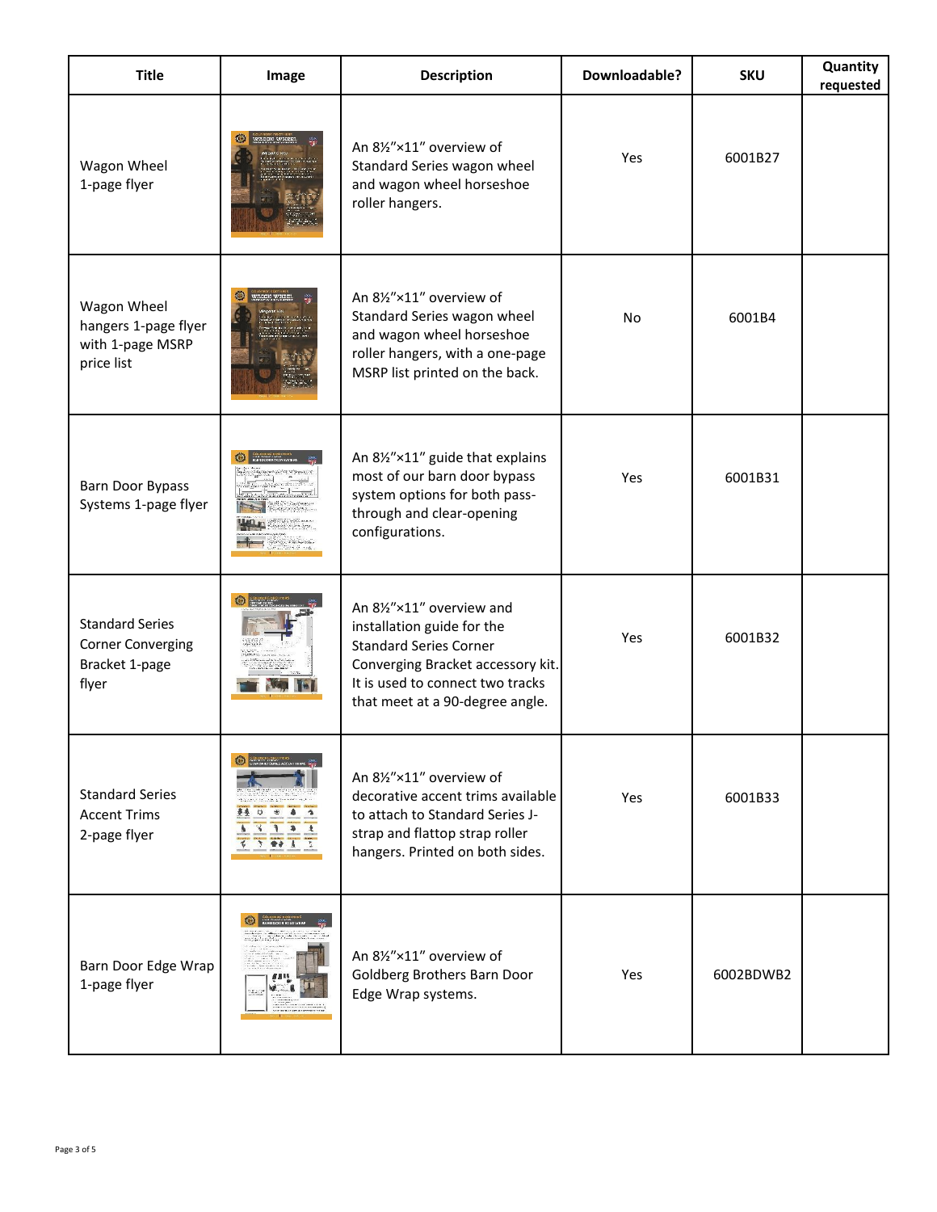| Title | Image | Description | Downloadable? | SKU | Quantity requested |
|---|---|---|---|---|---|
| Wagon Wheel 1-page flyer | | An 8½″×11″ overview of Standard Series wagon wheel and wagon wheel horseshoe roller hangers. | Yes | 6001B27 | |
| Wagon Wheel hangers 1-page flyer with 1-page MSRP price list | | An 8½″×11″ overview of Standard Series wagon wheel and wagon wheel horseshoe roller hangers, with a one-page MSRP list printed on the back. | No | 6001B4 | |
| Barn Door Bypass Systems 1-page flyer | | An 8½″×11″ guide that explains most of our barn door bypass system options for both pass-through and clear-opening configurations. | Yes | 6001B31 | |
| Standard Series Corner Converging Bracket 1-page flyer | | An 8½″×11″ overview and installation guide for the Standard Series Corner Converging Bracket accessory kit. It is used to connect two tracks that meet at a 90-degree angle. | Yes | 6001B32 | |
| Standard Series Accent Trims 2-page flyer | | An 8½″×11″ overview of decorative accent trims available to attach to Standard Series J-strap and flattop strap roller hangers. Printed on both sides. | Yes | 6001B33 | |
| Barn Door Edge Wrap 1-page flyer | | An 8½″×11″ overview of Goldberg Brothers Barn Door Edge Wrap systems. | Yes | 6002BDWB2 | |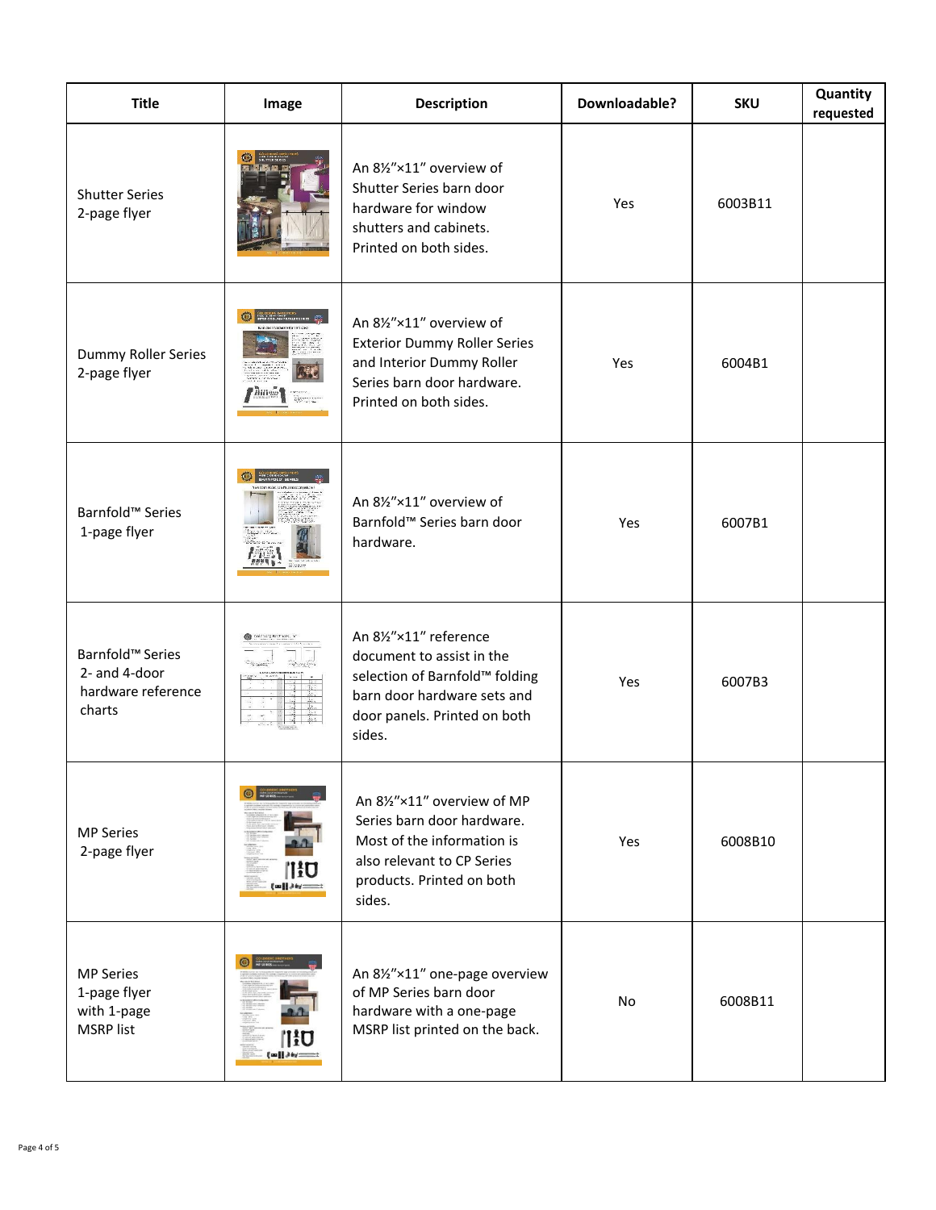| Title | Image | Description | Downloadable? | SKU | Quantity requested |
|---|---|---|---|---|---|
| Shutter Series 2-page flyer | | An 8½″×11″ overview of Shutter Series barn door hardware for window shutters and cabinets. Printed on both sides. | Yes | 6003B11 | |
| Dummy Roller Series 2-page flyer | | An 8½″×11″ overview of Exterior Dummy Roller Series and Interior Dummy Roller Series barn door hardware. Printed on both sides. | Yes | 6004B1 | |
| Barnfold™ Series 1-page flyer | | An 8½″×11″ overview of Barnfold™ Series barn door hardware. | Yes | 6007B1 | |
| Barnfold™ Series 2- and 4-door hardware reference charts | | An 8½″×11″ reference document to assist in the selection of Barnfold™ folding barn door hardware sets and door panels. Printed on both sides. | Yes | 6007B3 | |
| MP Series 2-page flyer | | An 8½″×11″ overview of MP Series barn door hardware. Most of the information is also relevant to CP Series products. Printed on both sides. | Yes | 6008B10 | |
| MP Series 1-page flyer with 1-page MSRP list | | An 8½″×11″ one-page overview of MP Series barn door hardware with a one-page MSRP list printed on the back. | No | 6008B11 | |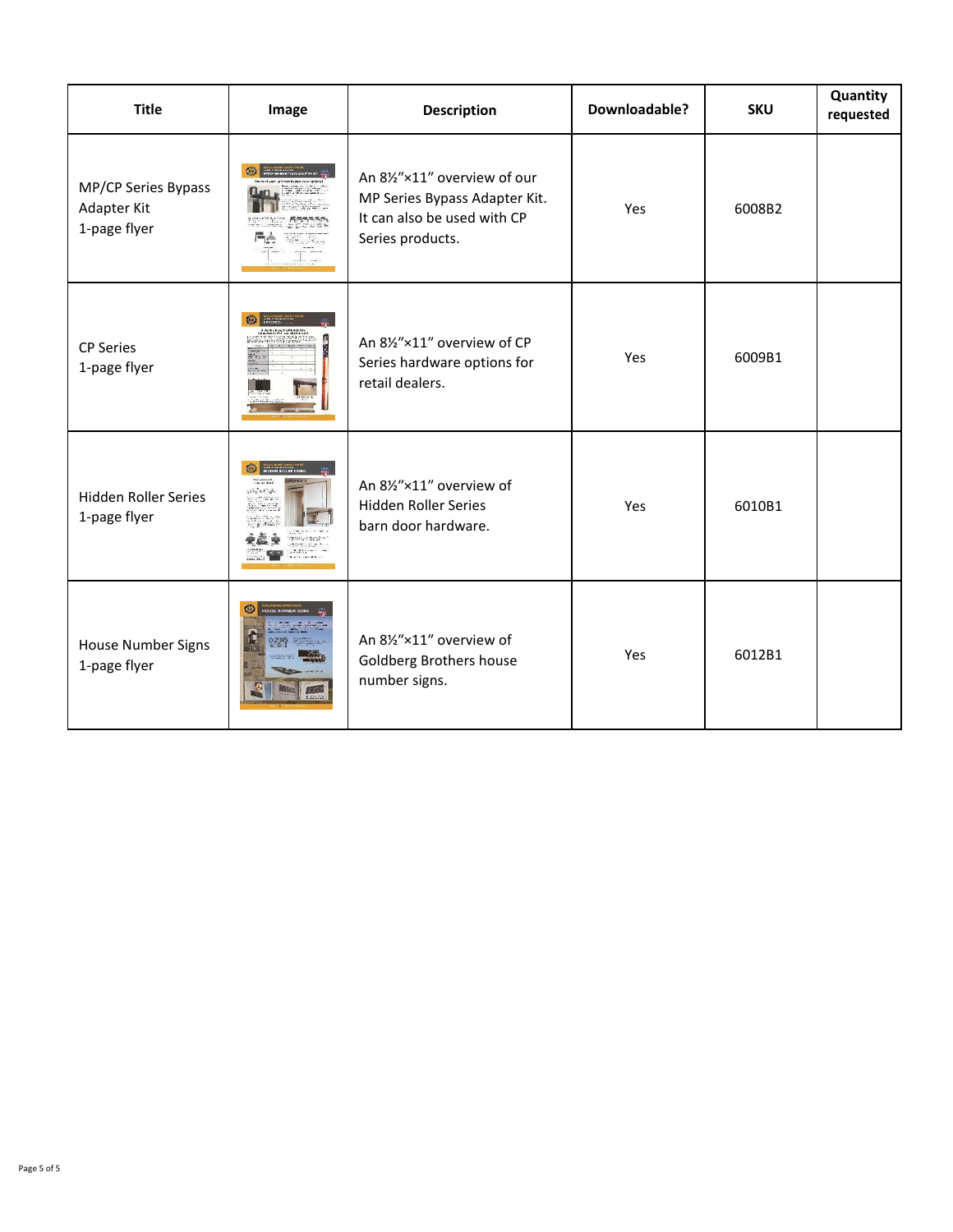| Title | Image | Description | Downloadable? | SKU | Quantity requested |
|---|---|---|---|---|---|
| MP/CP Series Bypass Adapter Kit 1-page flyer | | An 8½″×11″ overview of our MP Series Bypass Adapter Kit. It can also be used with CP Series products. | Yes | 6008B2 | |
| CP Series 1-page flyer | | An 8½″×11″ overview of CP Series hardware options for retail dealers. | Yes | 6009B1 | |
| Hidden Roller Series 1-page flyer | | An 8½″×11″ overview of Hidden Roller Series barn door hardware. | Yes | 6010B1 | |
| House Number Signs 1-page flyer | | An 8½″×11″ overview of Goldberg Brothers house number signs. | Yes | 6012B1 | |